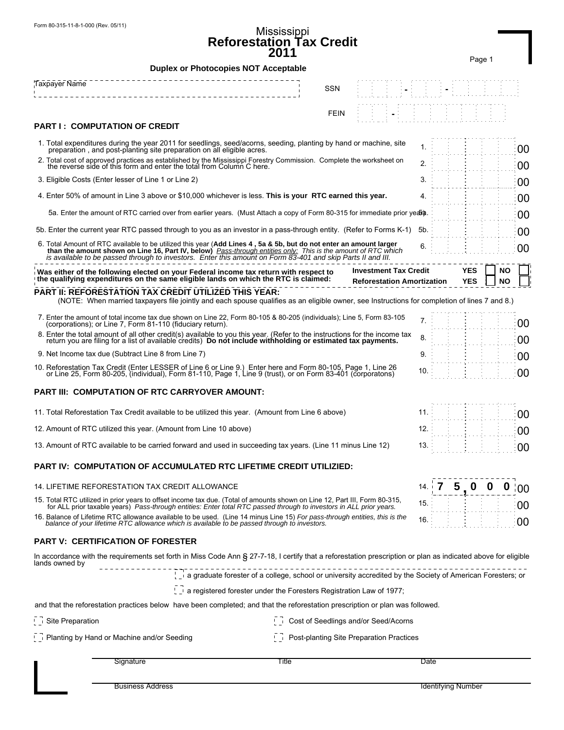Form 80-315-11-8-1-000 (Rev. 05/11)

# Mississippi
# Reforestation Tax Credit
# 2011

**Duplex or Photocopies NOT Acceptable**

Taxpayer Name | SSN - - | FEIN -

## PART I : COMPUTATION OF CREDIT

| | | |
|---|---|---|
| 1. Total expenditures during the year 2011 for seedlings, seed/acorns, seeding, planting by hand or machine, site preparation , and post-planting site preparation on all eligible acres. | 1. | 00 |
| 2. Total cost of approved practices as established by the Mississippi Forestry Commission. Complete the worksheet on the reverse side of this form and enter the total from Column C here. | 2. | 00 |
| 3. Eligible Costs (Enter lesser of Line 1 or Line 2) | 3. | 00 |
| 4. Enter 50% of amount in Line 3 above or $10,000 whichever is less. **This is your RTC earned this year.** | 4. | 00 |
| 5a. Enter the amount of RTC carried over from earlier years. (Must Attach a copy of Form 80-315 for immediate prior year) | 5a. | 00 |
| 5b. Enter the current year RTC passed through to you as an investor in a pass-through entity. (Refer to Forms K-1) | 5b. | 00 |
| 6. Total Amount of RTC available to be utilized this year (**Add Lines 4 , 5a & 5b, but do not enter an amount larger than the amount shown on Line 16, Part IV, below**) *Pass-through entities only: This is the amount of RTC which is available to be passed through to investors. Enter this amount on Form 83-401 and skip Parts II and III.* | 6. | 00 |

**Was either of the following elected on your Federal income tax return with respect to the qualifying expenditures on the same eligible lands on which the RTC is claimed:**

| | | |
|---|---|---|
| **Investment Tax Credit** | **YES** ☐ | **NO** ☐ |
| **Reforestation Amortization** | **YES** ☐ | **NO** ☐ |

## PART II: REFORESTATION TAX CREDIT UTILIZED THIS YEAR:

(NOTE: When married taxpayers file jointly and each spouse qualifies as an eligible owner, see Instructions for completion of lines 7 and 8.)

| | | |
|---|---|---|
| 7. Enter the amount of total income tax due shown on Line 22, Form 80-105 & 80-205 (individuals); Line 5, Form 83-105 (corporations); or Line 7, Form 81-110 (fiduciary return). | 7. | 00 |
| 8. Enter the total amount of all other credit(s) available to you this year. (Refer to the instructions for the income tax return you are filing for a list of available credits) **Do not include withholding or estimated tax payments.** | 8. | 00 |
| 9. Net Income tax due (Subtract Line 8 from Line 7) | 9. | 00 |
| 10. Reforestation Tax Credit (Enter LESSER of Line 6 or Line 9.) Enter here and Form 80-105, Page 1, Line 26 or Line 25, Form 80-205, (individual), Form 81-110, Page 1, Line 9 (trust), or on Form 83-401 (corporatons) | 10. | 00 |

## PART III: COMPUTATION OF RTC CARRYOVER AMOUNT:

| | | |
|---|---|---|
| 11. Total Reforestation Tax Credit available to be utilized this year. (Amount from Line 6 above) | 11. | 00 |
| 12. Amount of RTC utilized this year. (Amount from Line 10 above) | 12. | 00 |
| 13. Amount of RTC available to be carried forward and used in succeeding tax years. (Line 11 minus Line 12) | 13. | 00 |

## PART IV: COMPUTATION OF ACCUMULATED RTC LIFETIME CREDIT UTILIZIED:

| | | |
|---|---|---|
| 14. LIFETIME REFORESTATION TAX CREDIT ALLOWANCE | 14. | 75,000 00 |
| 15. Total RTC utilized in prior years to offset income tax due. (Total of amounts shown on Line 12, Part III, Form 80-315, for ALL prior taxable years) *Pass-through entities: Enter total RTC passed through to investors in ALL prior years.* | 15. | 00 |
| 16. Balance of Lifetime RTC allowance available to be used. (Line 14 minus Line 15) *For pass-through entities, this is the balance of your lifetime RTC allowance which is available to be passed through to investors.* | 16. | 00 |

## PART V: CERTIFICATION OF FORESTER

In accordance with the requirements set forth in Miss Code Ann § 27-7-18, I certify that a reforestation prescription or plan as indicated above for eligible lands owned by \_\_\_\_\_\_\_\_\_\_\_\_\_\_\_\_

☐ a graduate forester of a college, school or university accredited by the Society of American Foresters; or

☐ a registered forester under the Foresters Registration Law of 1977;

and that the reforestation practices below have been completed; and that the reforestation prescription or plan was followed.

☐ Site Preparation ☐ Cost of Seedlings and/or Seed/Acorns

☐ Planting by Hand or Machine and/or Seeding ☐ Post-planting Site Preparation Practices

Signature \_\_\_\_\_\_\_\_ Title \_\_\_\_\_\_\_\_ Date \_\_\_\_\_\_\_\_

Business Address \_\_\_\_\_\_\_\_ Identifying Number \_\_\_\_\_\_\_\_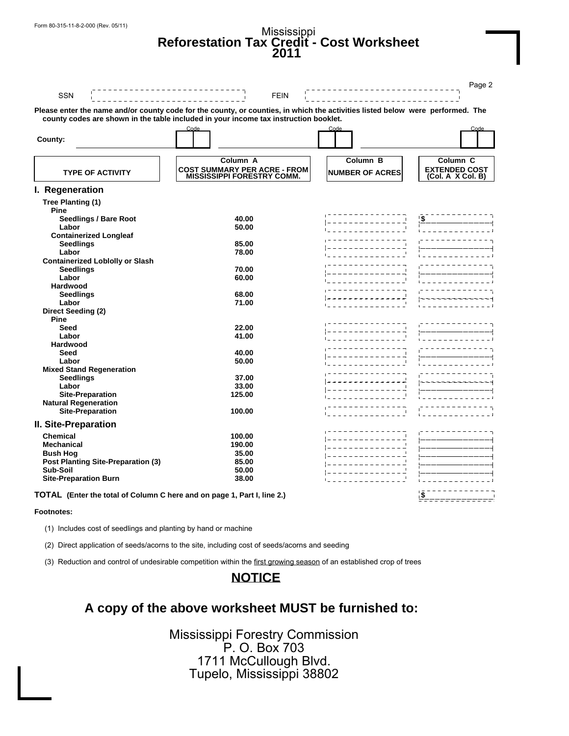Form 80-315-11-8-2-000 (Rev. 05/11)

# Mississippi
# Reforestation Tax Credit - Cost Worksheet
# 2011

SSN ______________________ FEIN ______________________

**Please enter the name and/or county code for the county, or counties, in which the activities listed below were performed. The county codes are shown in the table included in your income tax instruction booklet.**

**County:** ____________ Code [ ] [ ] ____________ Code [ ] [ ] ____________ Code [ ] [ ]

| TYPE OF ACTIVITY | Column A<br>COST SUMMARY PER ACRE - FROM MISSISSIPPI FORESTRY COMM. | Column B<br>NUMBER OF ACRES | Column C<br>EXTENDED COST (Col. A X Col. B) |
|---|---|---|---|
| **I. Regeneration** | | | |
| **Tree Planting (1)** | | | |
| **Pine** | | | |
| **Seedlings / Bare Root** | 40.00 | | $ |
| **Labor** | 50.00 | | |
| **Containerized Longleaf** | | | |
| **Seedlings** | 85.00 | | |
| **Labor** | 78.00 | | |
| **Containerized Loblolly or Slash** | | | |
| **Seedlings** | 70.00 | | |
| **Labor** | 60.00 | | |
| **Hardwood** | | | |
| **Seedlings** | 68.00 | | |
| **Labor** | 71.00 | | |
| **Direct Seeding (2)** | | | |
| **Pine** | | | |
| **Seed** | 22.00 | | |
| **Labor** | 41.00 | | |
| **Hardwood** | | | |
| **Seed** | 40.00 | | |
| **Labor** | 50.00 | | |
| **Mixed Stand Regeneration** | | | |
| **Seedlings** | 37.00 | | |
| **Labor** | 33.00 | | |
| **Site-Preparation** | 125.00 | | |
| **Natural Regeneration** | | | |
| **Site-Preparation** | 100.00 | | |
| **II. Site-Preparation** | | | |
| **Chemical** | 100.00 | | |
| **Mechanical** | 190.00 | | |
| **Bush Hog** | 35.00 | | |
| **Post Planting Site-Preparation (3)** | 85.00 | | |
| **Sub-Soil** | 50.00 | | |
| **Site-Preparation Burn** | 38.00 | | |
| **TOTAL (Enter the total of Column C here and on page 1, Part I, line 2.)** | | | $ |

**Footnotes:**

(1) Includes cost of seedlings and planting by hand or machine

(2) Direct application of seeds/acorns to the site, including cost of seeds/acorns and seeding

(3) Reduction and control of undesirable competition within the first growing season of an established crop of trees

## NOTICE

## A copy of the above worksheet MUST be furnished to:

Mississippi Forestry Commission
P. O. Box 703
1711 McCullough Blvd.
Tupelo, Mississippi 38802